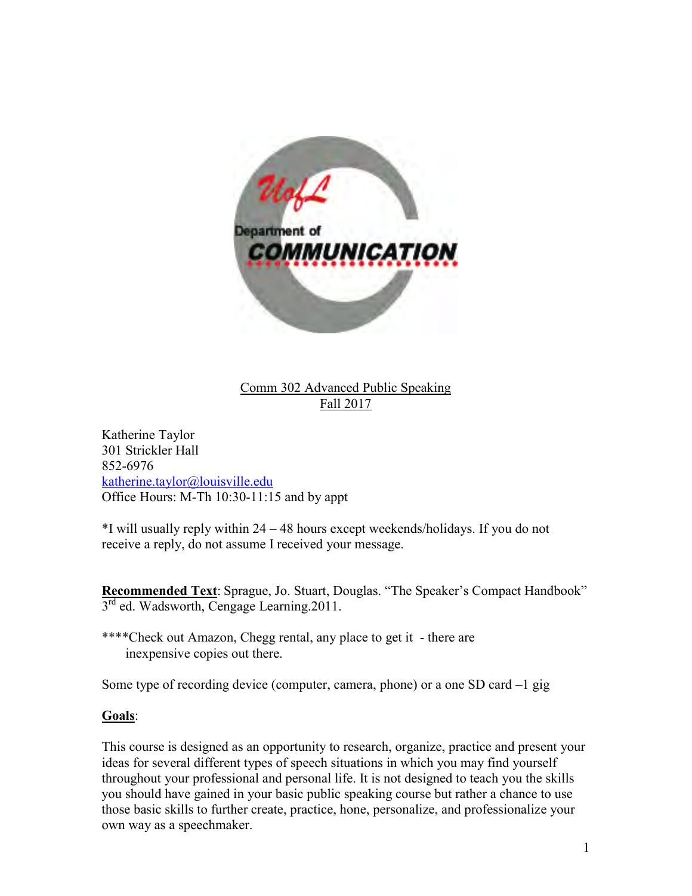Comm 302 Advanced Public Speaking
Fall 2017

Katherine Taylor
301 Strickler Hall
852-6976
katherine.taylor@louisville.edu
Office Hours: M-Th 10:30-11:15 and by appt

*I will usually reply within 24 – 48 hours except weekends/holidays. If you do not receive a reply, do not assume I received your message.

**Recommended Text**: Sprague, Jo. Stuart, Douglas. "The Speaker's Compact Handbook" 3rd ed. Wadsworth, Cengage Learning.2011.

****Check out Amazon, Chegg rental, any place to get it - there are inexpensive copies out there.

Some type of recording device (computer, camera, phone) or a one SD card –1 gig

**Goals**:

This course is designed as an opportunity to research, organize, practice and present your ideas for several different types of speech situations in which you may find yourself throughout your professional and personal life. It is not designed to teach you the skills you should have gained in your basic public speaking course but rather a chance to use those basic skills to further create, practice, hone, personalize, and professionalize your own way as a speechmaker.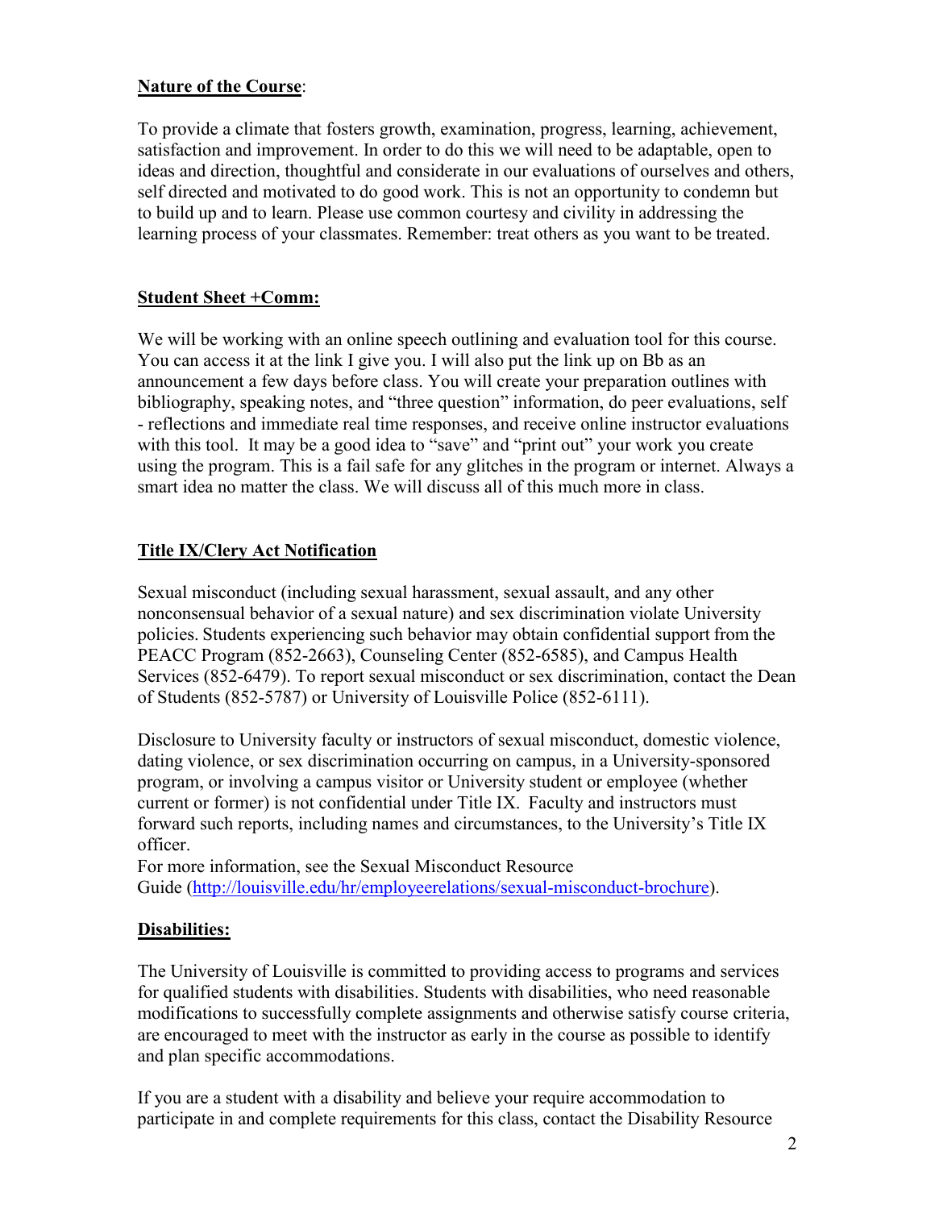**Nature of the Course**:

To provide a climate that fosters growth, examination, progress, learning, achievement, satisfaction and improvement. In order to do this we will need to be adaptable, open to ideas and direction, thoughtful and considerate in our evaluations of ourselves and others, self directed and motivated to do good work. This is not an opportunity to condemn but to build up and to learn. Please use common courtesy and civility in addressing the learning process of your classmates. Remember: treat others as you want to be treated.

**Student Sheet +Comm:**

We will be working with an online speech outlining and evaluation tool for this course. You can access it at the link I give you. I will also put the link up on Bb as an announcement a few days before class. You will create your preparation outlines with bibliography, speaking notes, and "three question" information, do peer evaluations, self - reflections and immediate real time responses, and receive online instructor evaluations with this tool. It may be a good idea to "save" and "print out" your work you create using the program. This is a fail safe for any glitches in the program or internet. Always a smart idea no matter the class. We will discuss all of this much more in class.

**Title IX/Clery Act Notification**

Sexual misconduct (including sexual harassment, sexual assault, and any other nonconsensual behavior of a sexual nature) and sex discrimination violate University policies. Students experiencing such behavior may obtain confidential support from the PEACC Program (852-2663), Counseling Center (852-6585), and Campus Health Services (852-6479). To report sexual misconduct or sex discrimination, contact the Dean of Students (852-5787) or University of Louisville Police (852-6111).

Disclosure to University faculty or instructors of sexual misconduct, domestic violence, dating violence, or sex discrimination occurring on campus, in a University-sponsored program, or involving a campus visitor or University student or employee (whether current or former) is not confidential under Title IX. Faculty and instructors must forward such reports, including names and circumstances, to the University's Title IX officer.
For more information, see the Sexual Misconduct Resource Guide (http://louisville.edu/hr/employeerelations/sexual-misconduct-brochure).

**Disabilities:**

The University of Louisville is committed to providing access to programs and services for qualified students with disabilities. Students with disabilities, who need reasonable modifications to successfully complete assignments and otherwise satisfy course criteria, are encouraged to meet with the instructor as early in the course as possible to identify and plan specific accommodations.

If you are a student with a disability and believe your require accommodation to participate in and complete requirements for this class, contact the Disability Resource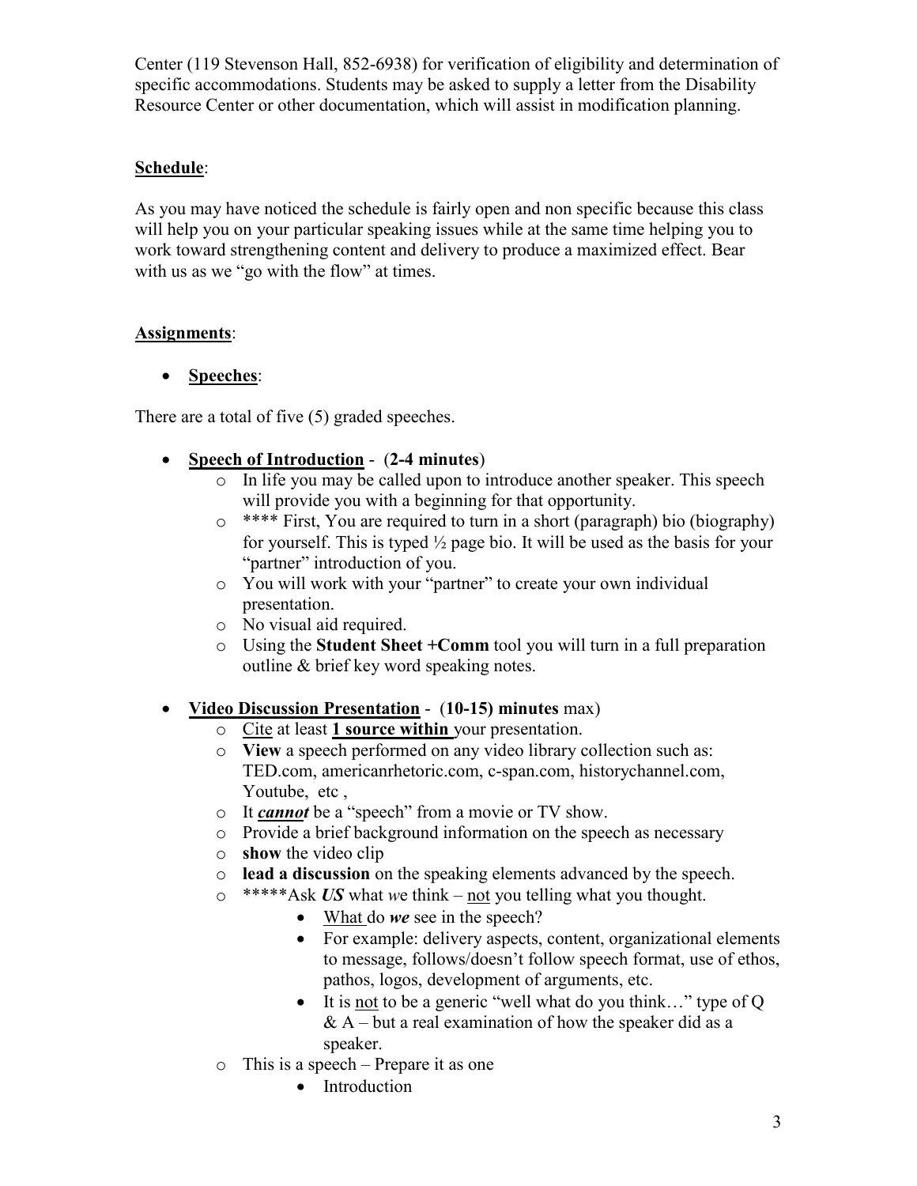Center (119 Stevenson Hall, 852-6938) for verification of eligibility and determination of specific accommodations. Students may be asked to supply a letter from the Disability Resource Center or other documentation, which will assist in modification planning.

**Schedule**:

As you may have noticed the schedule is fairly open and non specific because this class will help you on your particular speaking issues while at the same time helping you to work toward strengthening content and delivery to produce a maximized effect. Bear with us as we "go with the flow" at times.

**Assignments**:

- **Speeches**:

There are a total of five (5) graded speeches.

- **Speech of Introduction** - (**2-4 minutes**)
  - In life you may be called upon to introduce another speaker. This speech will provide you with a beginning for that opportunity.
  - **** First, You are required to turn in a short (paragraph) bio (biography) for yourself. This is typed ½ page bio. It will be used as the basis for your "partner" introduction of you.
  - You will work with your "partner" to create your own individual presentation.
  - No visual aid required.
  - Using the **Student Sheet +Comm** tool you will turn in a full preparation outline & brief key word speaking notes.

- **Video Discussion Presentation** - (**10-15) minutes** max)
  - Cite at least **1 source within** your presentation.
  - **View** a speech performed on any video library collection such as: TED.com, americanrhetoric.com, c-span.com, historychannel.com, Youtube, etc ,
  - It ***cannot*** be a "speech" from a movie or TV show.
  - Provide a brief background information on the speech as necessary
  - **show** the video clip
  - **lead a discussion** on the speaking elements advanced by the speech.
  - *****Ask ***US*** what *we* think – not you telling what you thought.
    - What do ***we*** see in the speech?
    - For example: delivery aspects, content, organizational elements to message, follows/doesn't follow speech format, use of ethos, pathos, logos, development of arguments, etc.
    - It is not to be a generic "well what do you think…" type of Q & A – but a real examination of how the speaker did as a speaker.
  - This is a speech – Prepare it as one
    - Introduction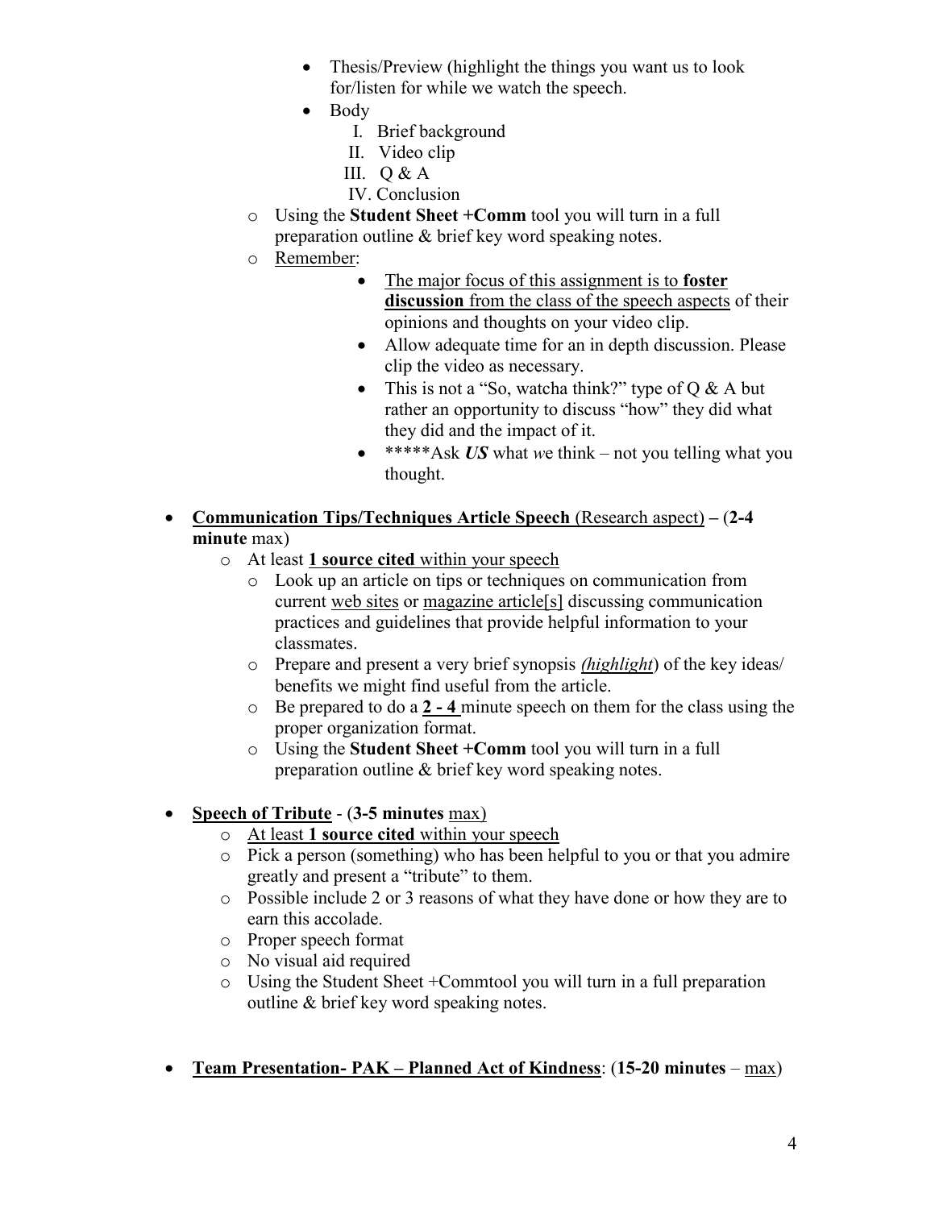- Thesis/Preview (highlight the things you want us to look for/listen for while we watch the speech.
  - Body
    - I. Brief background
    - II. Video clip
    - III. Q & A
    - IV. Conclusion
- Using the **Student Sheet +Comm** tool you will turn in a full preparation outline & brief key word speaking notes.
- Remember:
  - The major focus of this assignment is to **foster discussion** from the class of the speech aspects of their opinions and thoughts on your video clip.
  - Allow adequate time for an in depth discussion. Please clip the video as necessary.
  - This is not a "So, watcha think?" type of Q & A but rather an opportunity to discuss "how" they did what they did and the impact of it.
  - *****Ask ***US*** what *w*e think – not you telling what you thought.

- **Communication Tips/Techniques Article Speech** (Research aspect) – (**2-4 minute** max)
  - At least **1 source cited** within your speech
  - Look up an article on tips or techniques on communication from current web sites or magazine article[s] discussing communication practices and guidelines that provide helpful information to your classmates.
  - Prepare and present a very brief synopsis *(highlight)* of the key ideas/ benefits we might find useful from the article.
  - Be prepared to do a **2 - 4** minute speech on them for the class using the proper organization format.
  - Using the **Student Sheet +Comm** tool you will turn in a full preparation outline & brief key word speaking notes.

- **Speech of Tribute** - (**3-5 minutes** max)
  - At least **1 source cited** within your speech
  - Pick a person (something) who has been helpful to you or that you admire greatly and present a "tribute" to them.
  - Possible include 2 or 3 reasons of what they have done or how they are to earn this accolade.
  - Proper speech format
  - No visual aid required
  - Using the Student Sheet +Commtool you will turn in a full preparation outline & brief key word speaking notes.

- **Team Presentation- PAK – Planned Act of Kindness**: (**15-20 minutes** – max)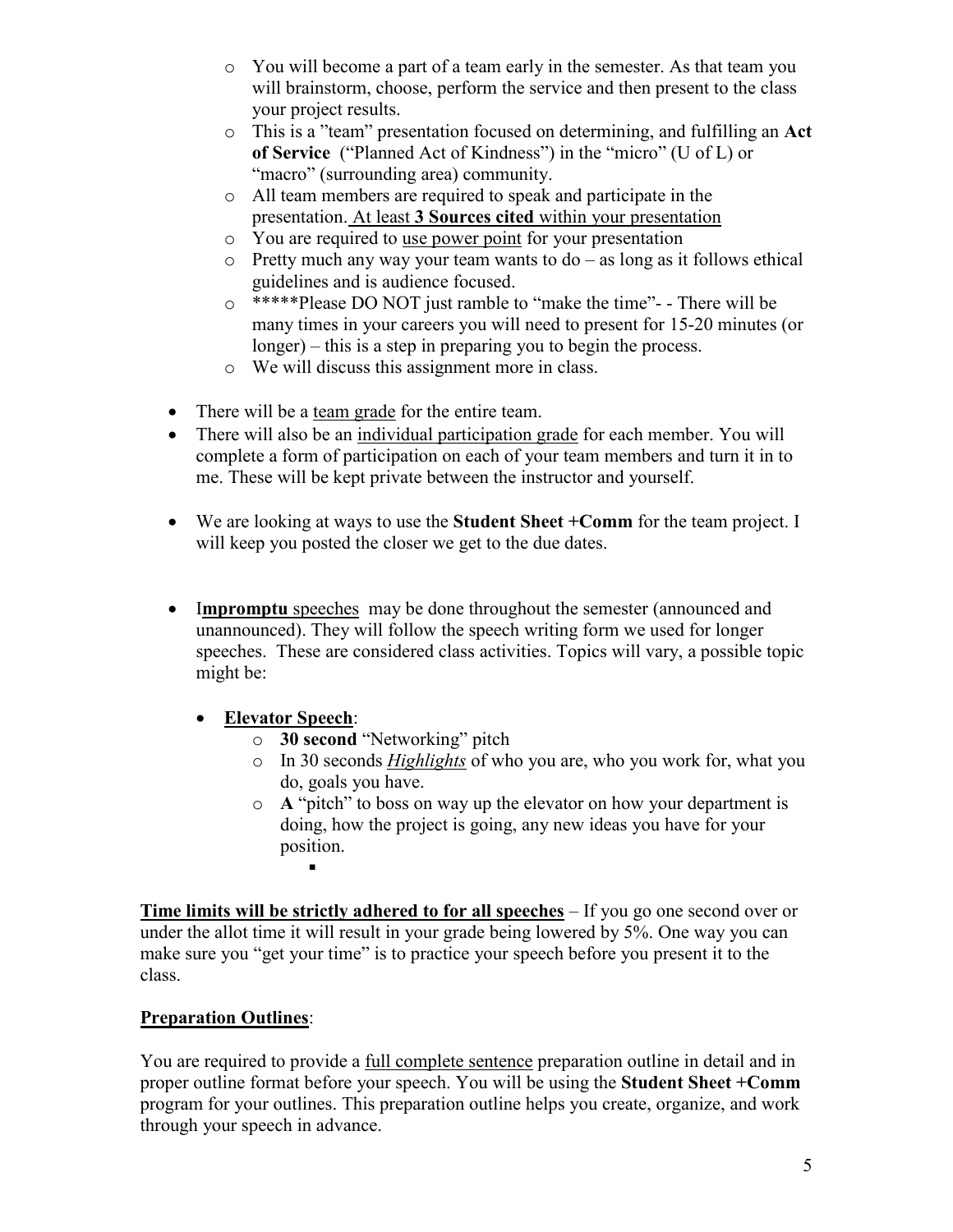- You will become a part of a team early in the semester. As that team you will brainstorm, choose, perform the service and then present to the class your project results.
  - This is a "team" presentation focused on determining, and fulfilling an **Act of Service** ("Planned Act of Kindness") in the "micro" (U of L) or "macro" (surrounding area) community.
  - All team members are required to speak and participate in the presentation. <u>At least **3 Sources cited** within your presentation</u>
  - You are required to <u>use power point</u> for your presentation
  - Pretty much any way your team wants to do – as long as it follows ethical guidelines and is audience focused.
  - *****Please DO NOT just ramble to "make the time"- - There will be many times in your careers you will need to present for 15-20 minutes (or longer) – this is a step in preparing you to begin the process.
  - We will discuss this assignment more in class.

- There will be a <u>team grade</u> for the entire team.
- There will also be an <u>individual participation grade</u> for each member. You will complete a form of participation on each of your team members and turn it in to me. These will be kept private between the instructor and yourself.

- We are looking at ways to use the **Student Sheet +Comm** for the team project. I will keep you posted the closer we get to the due dates.

- I<u>**mpromptu** speeches</u> may be done throughout the semester (announced and unannounced). They will follow the speech writing form we used for longer speeches. These are considered class activities. Topics will vary, a possible topic might be:

  - <u>**Elevator Speech**</u>:
    - **30 second** "Networking" pitch
    - In 30 seconds ***<u>Highlights</u>*** of who you are, who you work for, what you do, goals you have.
    - **A** "pitch" to boss on way up the elevator on how your department is doing, how the project is going, any new ideas you have for your position.

<u>**Time limits will be strictly adhered to for all speeches**</u> – If you go one second over or under the allot time it will result in your grade being lowered by 5%. One way you can make sure you "get your time" is to practice your speech before you present it to the class.

<u>**Preparation Outlines**</u>:

You are required to provide a <u>full complete sentence</u> preparation outline in detail and in proper outline format before your speech. You will be using the **Student Sheet +Comm** program for your outlines. This preparation outline helps you create, organize, and work through your speech in advance.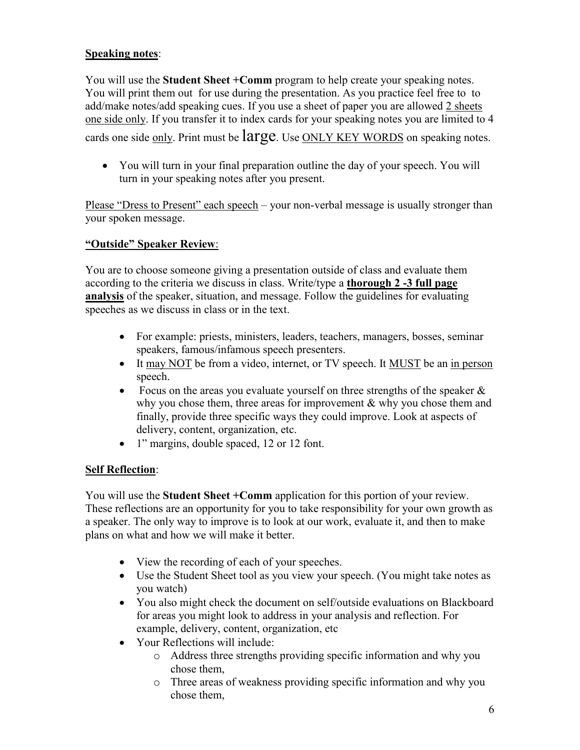**Speaking notes**:

You will use the **Student Sheet +Comm** program to help create your speaking notes. You will print them out for use during the presentation. As you practice feel free to to add/make notes/add speaking cues. If you use a sheet of paper you are allowed 2 sheets one side only. If you transfer it to index cards for your speaking notes you are limited to 4 cards one side only. Print must be large. Use ONLY KEY WORDS on speaking notes.

- You will turn in your final preparation outline the day of your speech. You will turn in your speaking notes after you present.

Please "Dress to Present" each speech – your non-verbal message is usually stronger than your spoken message.

**"Outside" Speaker Review**:

You are to choose someone giving a presentation outside of class and evaluate them according to the criteria we discuss in class. Write/type a **thorough 2 -3 full page analysis** of the speaker, situation, and message. Follow the guidelines for evaluating speeches as we discuss in class or in the text.

- For example: priests, ministers, leaders, teachers, managers, bosses, seminar speakers, famous/infamous speech presenters.
- It may NOT be from a video, internet, or TV speech. It MUST be an in person speech.
- Focus on the areas you evaluate yourself on three strengths of the speaker & why you chose them, three areas for improvement & why you chose them and finally, provide three specific ways they could improve. Look at aspects of delivery, content, organization, etc.
- 1" margins, double spaced, 12 or 12 font.

**Self Reflection**:

You will use the **Student Sheet +Comm** application for this portion of your review. These reflections are an opportunity for you to take responsibility for your own growth as a speaker. The only way to improve is to look at our work, evaluate it, and then to make plans on what and how we will make it better.

- View the recording of each of your speeches.
- Use the Student Sheet tool as you view your speech. (You might take notes as you watch)
- You also might check the document on self/outside evaluations on Blackboard for areas you might look to address in your analysis and reflection. For example, delivery, content, organization, etc
- Your Reflections will include:
  - Address three strengths providing specific information and why you chose them,
  - Three areas of weakness providing specific information and why you chose them,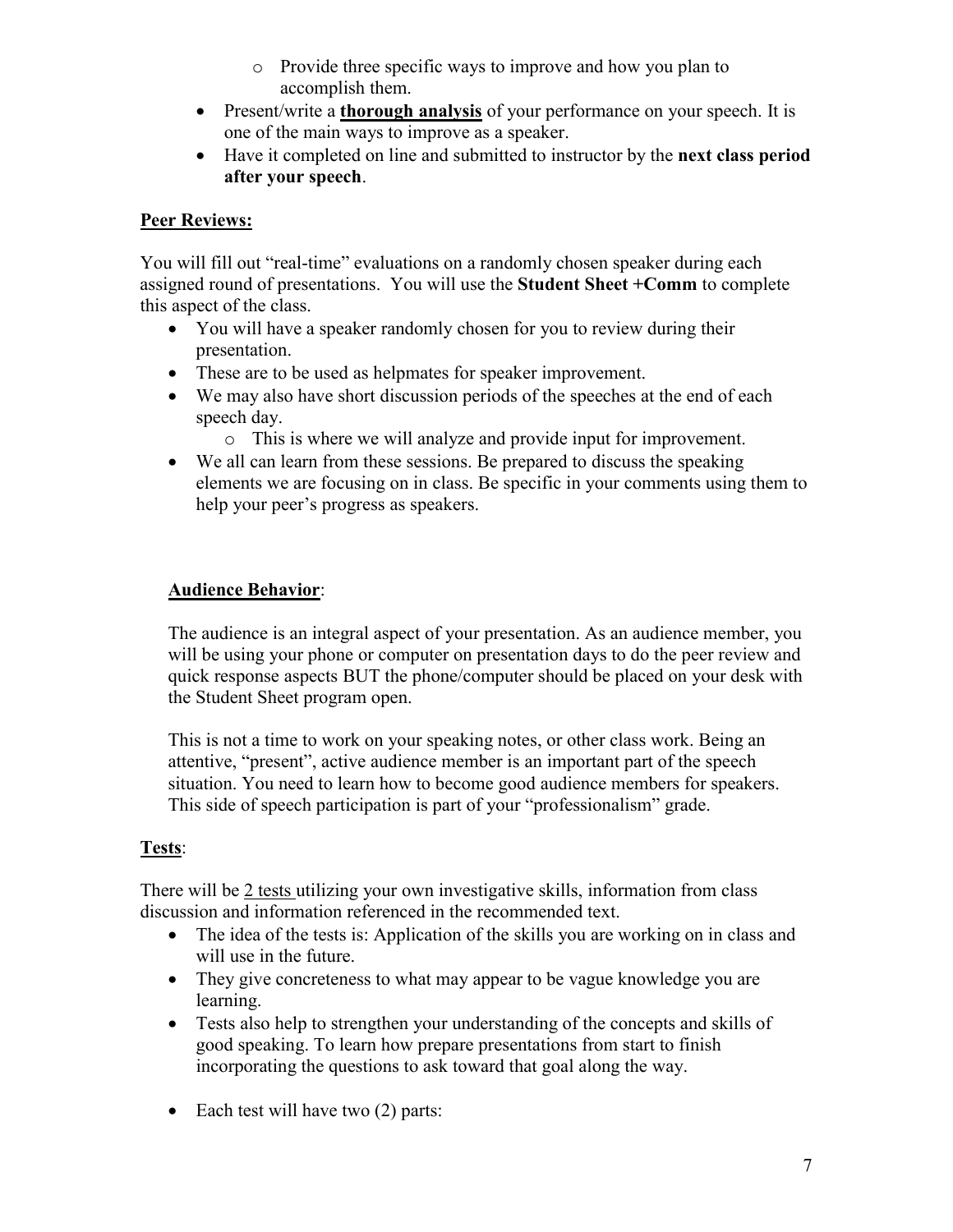- Provide three specific ways to improve and how you plan to accomplish them.
- Present/write a **thorough analysis** of your performance on your speech. It is one of the main ways to improve as a speaker.
- Have it completed on line and submitted to instructor by the **next class period after your speech**.

**Peer Reviews:**

You will fill out "real-time" evaluations on a randomly chosen speaker during each assigned round of presentations. You will use the **Student Sheet +Comm** to complete this aspect of the class.

- You will have a speaker randomly chosen for you to review during their presentation.
- These are to be used as helpmates for speaker improvement.
- We may also have short discussion periods of the speeches at the end of each speech day.
  - This is where we will analyze and provide input for improvement.
- We all can learn from these sessions. Be prepared to discuss the speaking elements we are focusing on in class. Be specific in your comments using them to help your peer's progress as speakers.

**Audience Behavior**:

The audience is an integral aspect of your presentation. As an audience member, you will be using your phone or computer on presentation days to do the peer review and quick response aspects BUT the phone/computer should be placed on your desk with the Student Sheet program open.

This is not a time to work on your speaking notes, or other class work. Being an attentive, "present", active audience member is an important part of the speech situation. You need to learn how to become good audience members for speakers. This side of speech participation is part of your "professionalism" grade.

**Tests**:

There will be 2 tests utilizing your own investigative skills, information from class discussion and information referenced in the recommended text.

- The idea of the tests is: Application of the skills you are working on in class and will use in the future.
- They give concreteness to what may appear to be vague knowledge you are learning.
- Tests also help to strengthen your understanding of the concepts and skills of good speaking. To learn how prepare presentations from start to finish incorporating the questions to ask toward that goal along the way.

- Each test will have two (2) parts: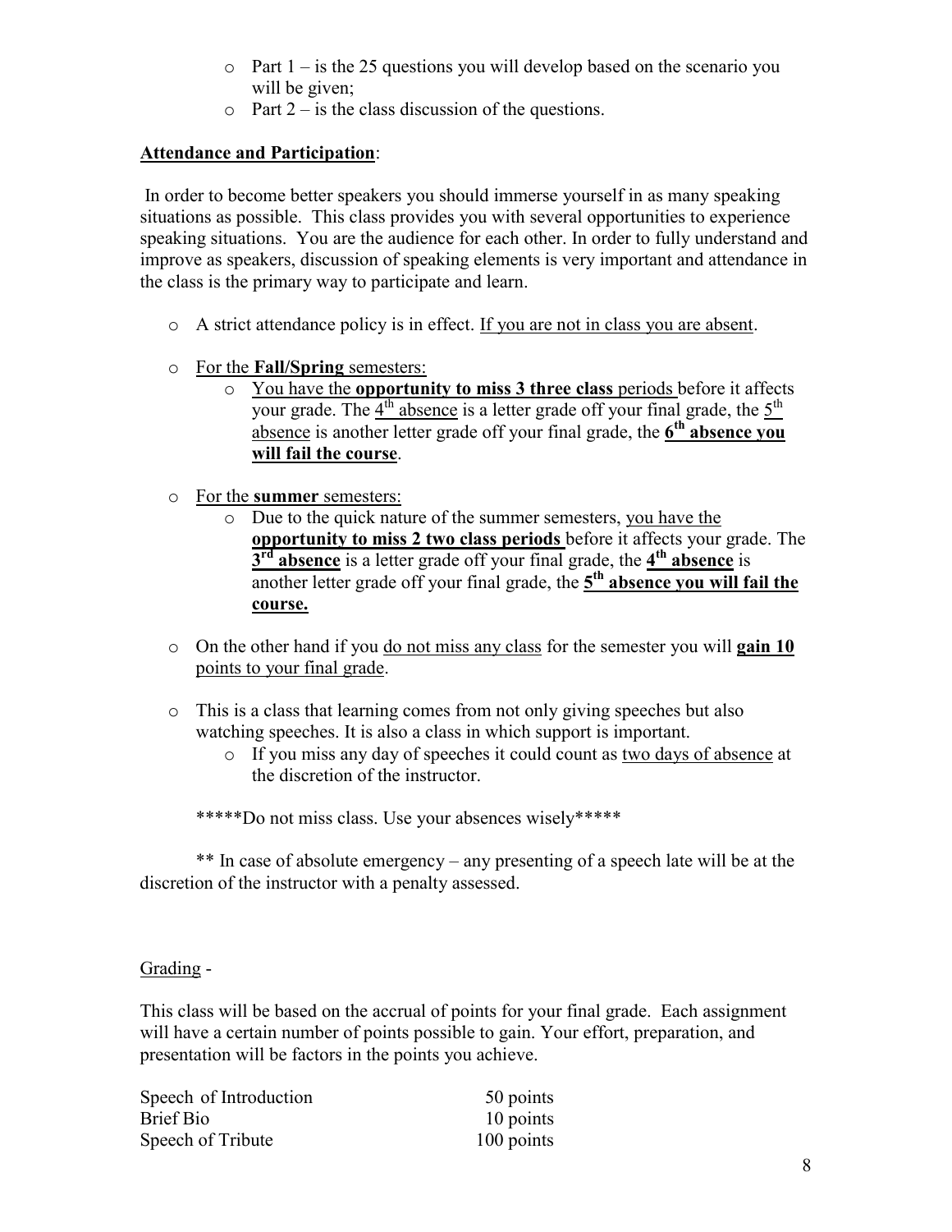- Part 1 – is the 25 questions you will develop based on the scenario you will be given;
- Part 2 – is the class discussion of the questions.

**Attendance and Participation**:

In order to become better speakers you should immerse yourself in as many speaking situations as possible. This class provides you with several opportunities to experience speaking situations. You are the audience for each other. In order to fully understand and improve as speakers, discussion of speaking elements is very important and attendance in the class is the primary way to participate and learn.

- A strict attendance policy is in effect. If you are not in class you are absent.

- For the **Fall/Spring** semesters:
  - You have the **opportunity to miss 3 three class** periods before it affects your grade. The 4th absence is a letter grade off your final grade, the 5th absence is another letter grade off your final grade, the **6th absence you will fail the course**.

- For the **summer** semesters:
  - Due to the quick nature of the summer semesters, you have the **opportunity to miss 2 two class periods** before it affects your grade. The **3rd absence** is a letter grade off your final grade, the **4th absence** is another letter grade off your final grade, the **5th absence you will fail the course.**

- On the other hand if you do not miss any class for the semester you will **gain 10** points to your final grade.

- This is a class that learning comes from not only giving speeches but also watching speeches. It is also a class in which support is important.
  - If you miss any day of speeches it could count as two days of absence at the discretion of the instructor.

*****Do not miss class. Use your absences wisely*****

** In case of absolute emergency – any presenting of a speech late will be at the discretion of the instructor with a penalty assessed.

Grading -

This class will be based on the accrual of points for your final grade. Each assignment will have a certain number of points possible to gain. Your effort, preparation, and presentation will be factors in the points you achieve.

| | |
|---|---|
| Speech of Introduction | 50 points |
| Brief Bio | 10 points |
| Speech of Tribute | 100 points |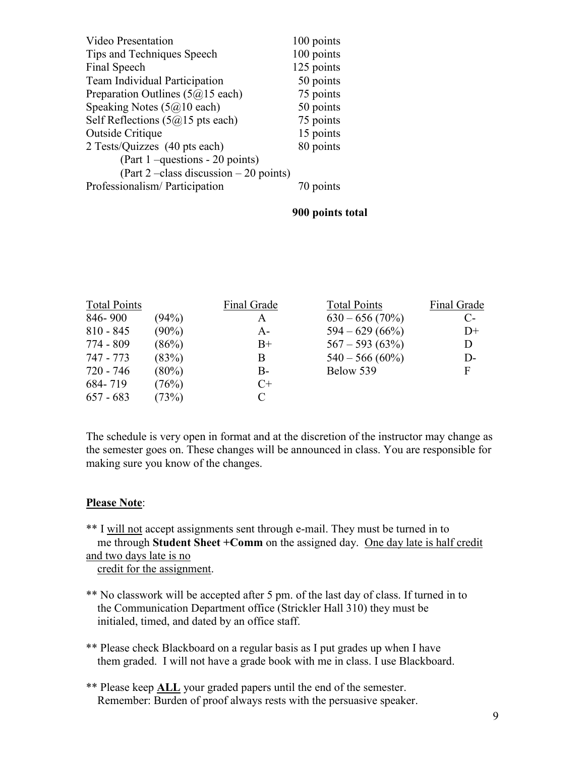| | |
|---|---|
| Video Presentation | 100 points |
| Tips and Techniques Speech | 100 points |
| Final Speech | 125 points |
| Team Individual Participation | 50 points |
| Preparation Outlines (5@15 each) | 75 points |
| Speaking Notes (5@10 each) | 50 points |
| Self Reflections (5@15 pts each) | 75 points |
| Outside Critique | 15 points |
| 2 Tests/Quizzes (40 pts each) | 80 points |
| (Part 1 –questions - 20 points) | |
| (Part 2 –class discussion – 20 points) | |
| Professionalism/ Participation | 70 points |

**900 points total**

| Total Points | | Final Grade | Total Points | Final Grade |
|---|---|---|---|---|
| 846- 900 | (94%) | A | 630 – 656 (70%) | C- |
| 810 - 845 | (90%) | A- | 594 – 629 (66%) | D+ |
| 774 - 809 | (86%) | B+ | 567 – 593 (63%) | D |
| 747 - 773 | (83%) | B | 540 – 566 (60%) | D- |
| 720 - 746 | (80%) | B- | Below 539 | F |
| 684- 719 | (76%) | C+ | | |
| 657 - 683 | (73%) | C | | |

The schedule is very open in format and at the discretion of the instructor may change as the semester goes on. These changes will be announced in class. You are responsible for making sure you know of the changes.

**Please Note**:

** I will not accept assignments sent through e-mail. They must be turned in to me through **Student Sheet +Comm** on the assigned day. One day late is half credit and two days late is no credit for the assignment.

** No classwork will be accepted after 5 pm. of the last day of class. If turned in to the Communication Department office (Strickler Hall 310) they must be initialed, timed, and dated by an office staff.

** Please check Blackboard on a regular basis as I put grades up when I have them graded. I will not have a grade book with me in class. I use Blackboard.

** Please keep **ALL** your graded papers until the end of the semester. Remember: Burden of proof always rests with the persuasive speaker.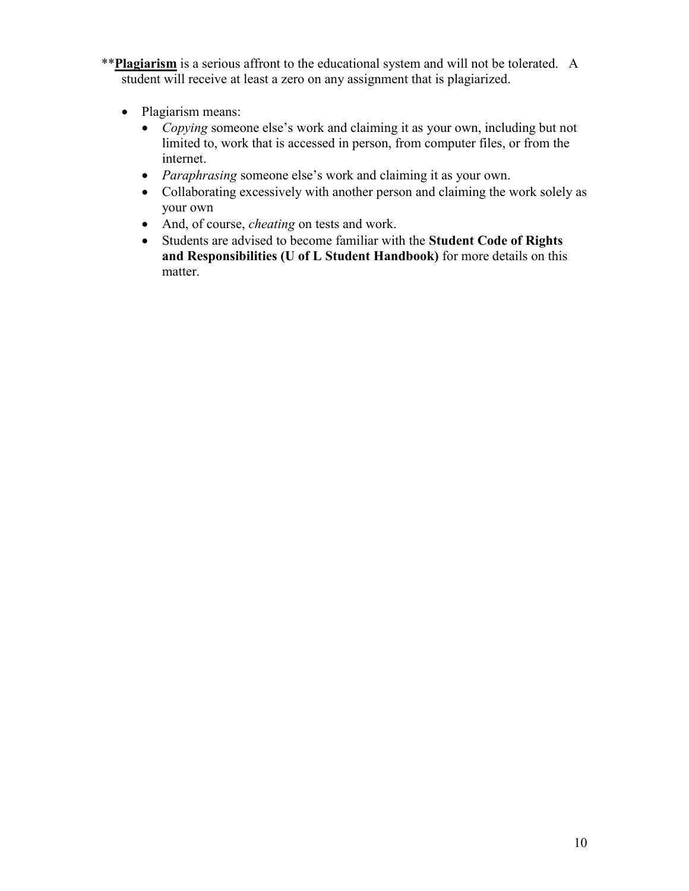**<u>Plagiarism</u>** is a serious affront to the educational system and will not be tolerated. A student will receive at least a zero on any assignment that is plagiarized.

- Plagiarism means:
  - *Copying* someone else's work and claiming it as your own, including but not limited to, work that is accessed in person, from computer files, or from the internet.
  - *Paraphrasing* someone else's work and claiming it as your own.
  - Collaborating excessively with another person and claiming the work solely as your own
  - And, of course, *cheating* on tests and work.
  - Students are advised to become familiar with the **Student Code of Rights and Responsibilities (U of L Student Handbook)** for more details on this matter.